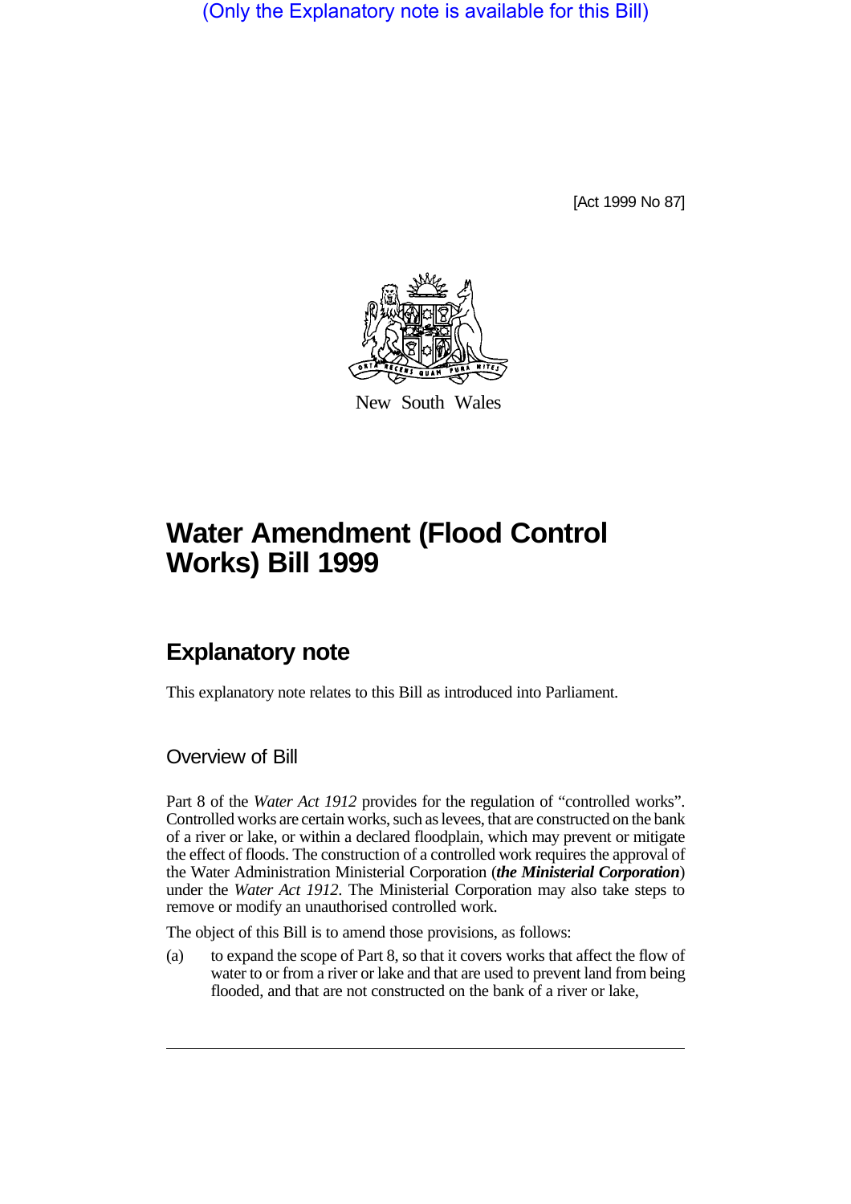(Only the Explanatory note is available for this Bill)

[Act 1999 No 87]

New South Wales

# Water Amendment (Flood Control Works) Bill 1999

## Explanatory note

This explanatory note relates to this Bill as introduced into Parliament.

### Overview of Bill

Part 8 of the *Water Act 1912* provides for the regulation of "controlled works". Controlled works are certain works, such as levees, that are constructed on the bank of a river or lake, or within a declared floodplain, which may prevent or mitigate the effect of floods. The construction of a controlled work requires the approval of the Water Administration Ministerial Corporation (***the Ministerial Corporation***) under the *Water Act 1912*. The Ministerial Corporation may also take steps to remove or modify an unauthorised controlled work.

The object of this Bill is to amend those provisions, as follows:

(a) to expand the scope of Part 8, so that it covers works that affect the flow of water to or from a river or lake and that are used to prevent land from being flooded, and that are not constructed on the bank of a river or lake,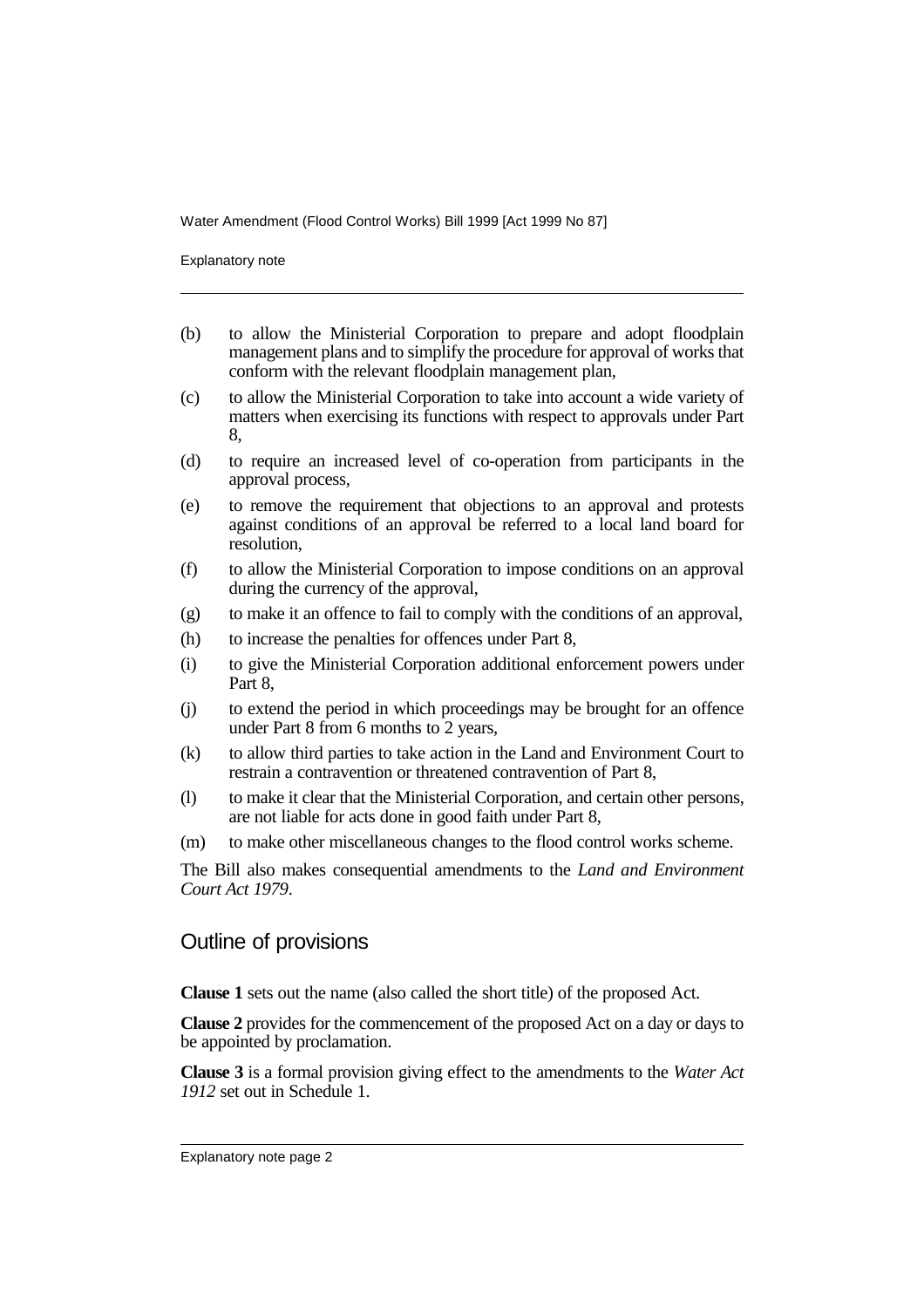(b) to allow the Ministerial Corporation to prepare and adopt floodplain management plans and to simplify the procedure for approval of works that conform with the relevant floodplain management plan,

(c) to allow the Ministerial Corporation to take into account a wide variety of matters when exercising its functions with respect to approvals under Part 8,

(d) to require an increased level of co-operation from participants in the approval process,

(e) to remove the requirement that objections to an approval and protests against conditions of an approval be referred to a local land board for resolution,

(f) to allow the Ministerial Corporation to impose conditions on an approval during the currency of the approval,

(g) to make it an offence to fail to comply with the conditions of an approval,

(h) to increase the penalties for offences under Part 8,

(i) to give the Ministerial Corporation additional enforcement powers under Part 8,

(j) to extend the period in which proceedings may be brought for an offence under Part 8 from 6 months to 2 years,

(k) to allow third parties to take action in the Land and Environment Court to restrain a contravention or threatened contravention of Part 8,

(l) to make it clear that the Ministerial Corporation, and certain other persons, are not liable for acts done in good faith under Part 8,

(m) to make other miscellaneous changes to the flood control works scheme.

The Bill also makes consequential amendments to the *Land and Environment Court Act 1979*.

## Outline of provisions

**Clause 1** sets out the name (also called the short title) of the proposed Act.

**Clause 2** provides for the commencement of the proposed Act on a day or days to be appointed by proclamation.

**Clause 3** is a formal provision giving effect to the amendments to the *Water Act 1912* set out in Schedule 1.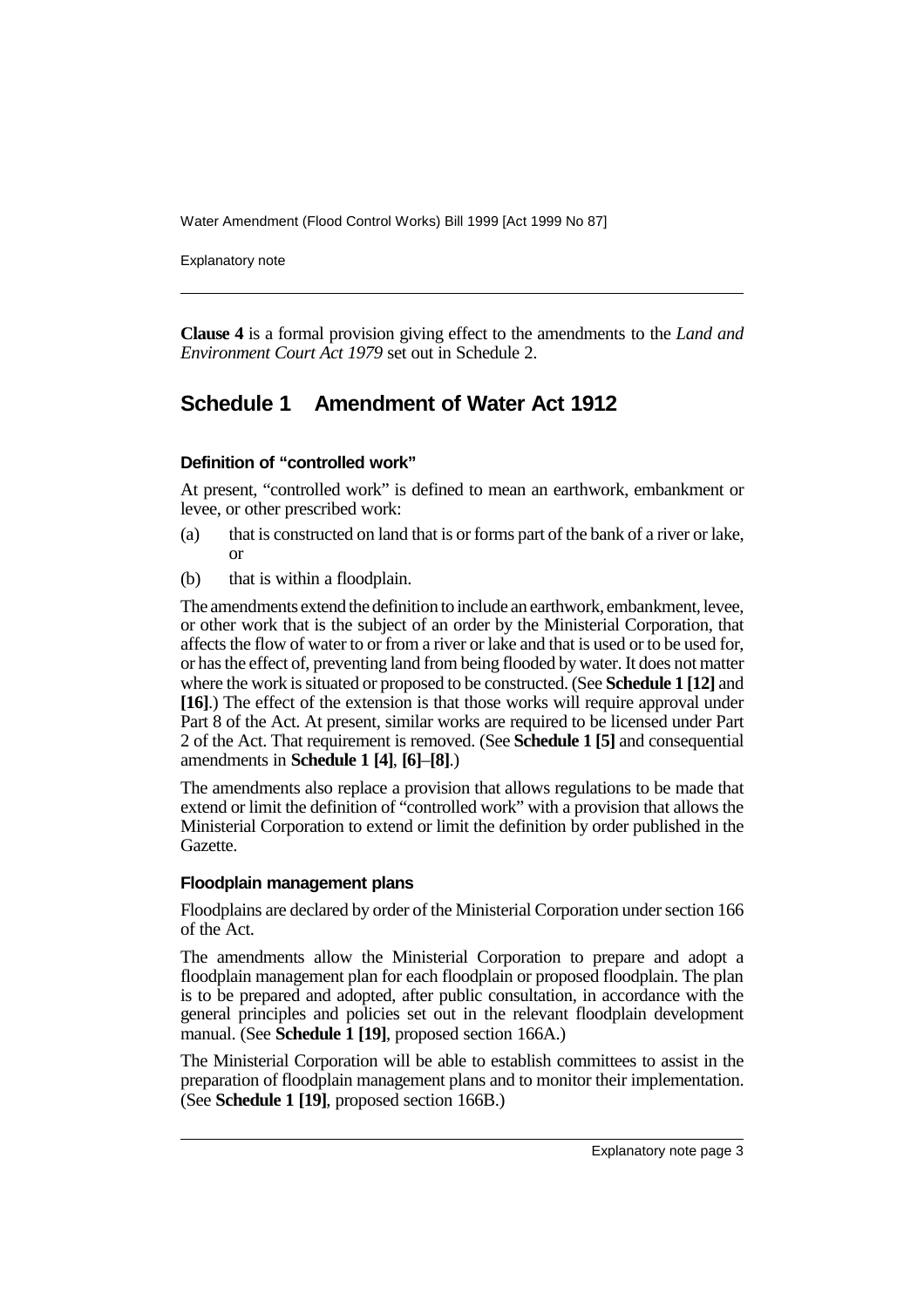**Clause 4** is a formal provision giving effect to the amendments to the *Land and Environment Court Act 1979* set out in Schedule 2.

## Schedule 1 Amendment of Water Act 1912

### Definition of "controlled work"

At present, "controlled work" is defined to mean an earthwork, embankment or levee, or other prescribed work:

(a) that is constructed on land that is or forms part of the bank of a river or lake, or

(b) that is within a floodplain.

The amendments extend the definition to include an earthwork, embankment, levee, or other work that is the subject of an order by the Ministerial Corporation, that affects the flow of water to or from a river or lake and that is used or to be used for, or has the effect of, preventing land from being flooded by water. It does not matter where the work is situated or proposed to be constructed. (See **Schedule 1 [12]** and **[16]**.) The effect of the extension is that those works will require approval under Part 8 of the Act. At present, similar works are required to be licensed under Part 2 of the Act. That requirement is removed. (See **Schedule 1 [5]** and consequential amendments in **Schedule 1 [4]**, **[6]**–**[8]**.)

The amendments also replace a provision that allows regulations to be made that extend or limit the definition of "controlled work" with a provision that allows the Ministerial Corporation to extend or limit the definition by order published in the Gazette.

### Floodplain management plans

Floodplains are declared by order of the Ministerial Corporation under section 166 of the Act.

The amendments allow the Ministerial Corporation to prepare and adopt a floodplain management plan for each floodplain or proposed floodplain. The plan is to be prepared and adopted, after public consultation, in accordance with the general principles and policies set out in the relevant floodplain development manual. (See **Schedule 1 [19]**, proposed section 166A.)

The Ministerial Corporation will be able to establish committees to assist in the preparation of floodplain management plans and to monitor their implementation. (See **Schedule 1 [19]**, proposed section 166B.)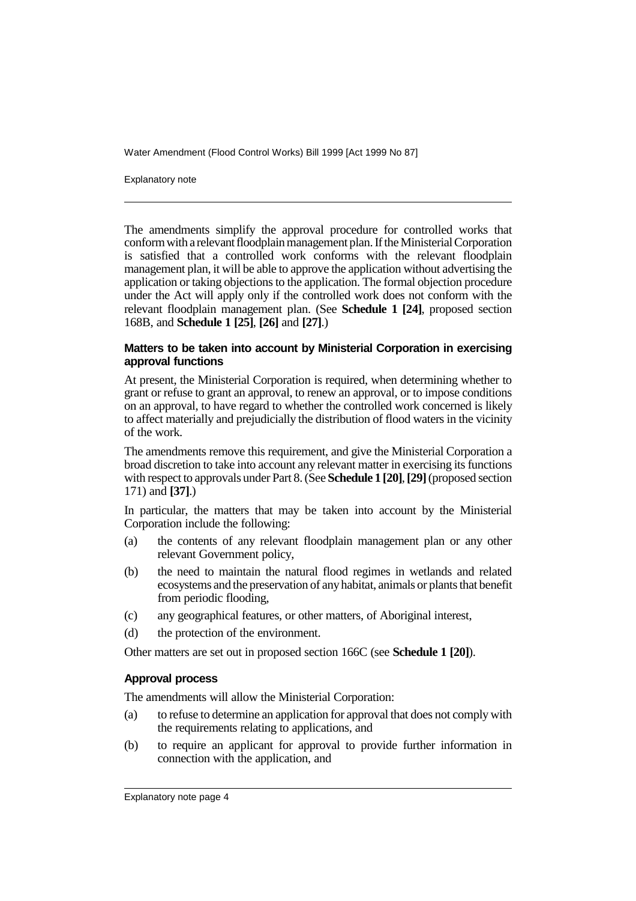The amendments simplify the approval procedure for controlled works that conform with a relevant floodplain management plan. If the Ministerial Corporation is satisfied that a controlled work conforms with the relevant floodplain management plan, it will be able to approve the application without advertising the application or taking objections to the application. The formal objection procedure under the Act will apply only if the controlled work does not conform with the relevant floodplain management plan. (See **Schedule 1 [24]**, proposed section 168B, and **Schedule 1 [25]**, **[26]** and **[27]**.)

### Matters to be taken into account by Ministerial Corporation in exercising approval functions

At present, the Ministerial Corporation is required, when determining whether to grant or refuse to grant an approval, to renew an approval, or to impose conditions on an approval, to have regard to whether the controlled work concerned is likely to affect materially and prejudicially the distribution of flood waters in the vicinity of the work.

The amendments remove this requirement, and give the Ministerial Corporation a broad discretion to take into account any relevant matter in exercising its functions with respect to approvals under Part 8. (See **Schedule 1 [20]**, **[29]** (proposed section 171) and **[37]**.)

In particular, the matters that may be taken into account by the Ministerial Corporation include the following:

(a) the contents of any relevant floodplain management plan or any other relevant Government policy,

(b) the need to maintain the natural flood regimes in wetlands and related ecosystems and the preservation of any habitat, animals or plants that benefit from periodic flooding,

(c) any geographical features, or other matters, of Aboriginal interest,

(d) the protection of the environment.

Other matters are set out in proposed section 166C (see **Schedule 1 [20]**).

### Approval process

The amendments will allow the Ministerial Corporation:

(a) to refuse to determine an application for approval that does not comply with the requirements relating to applications, and

(b) to require an applicant for approval to provide further information in connection with the application, and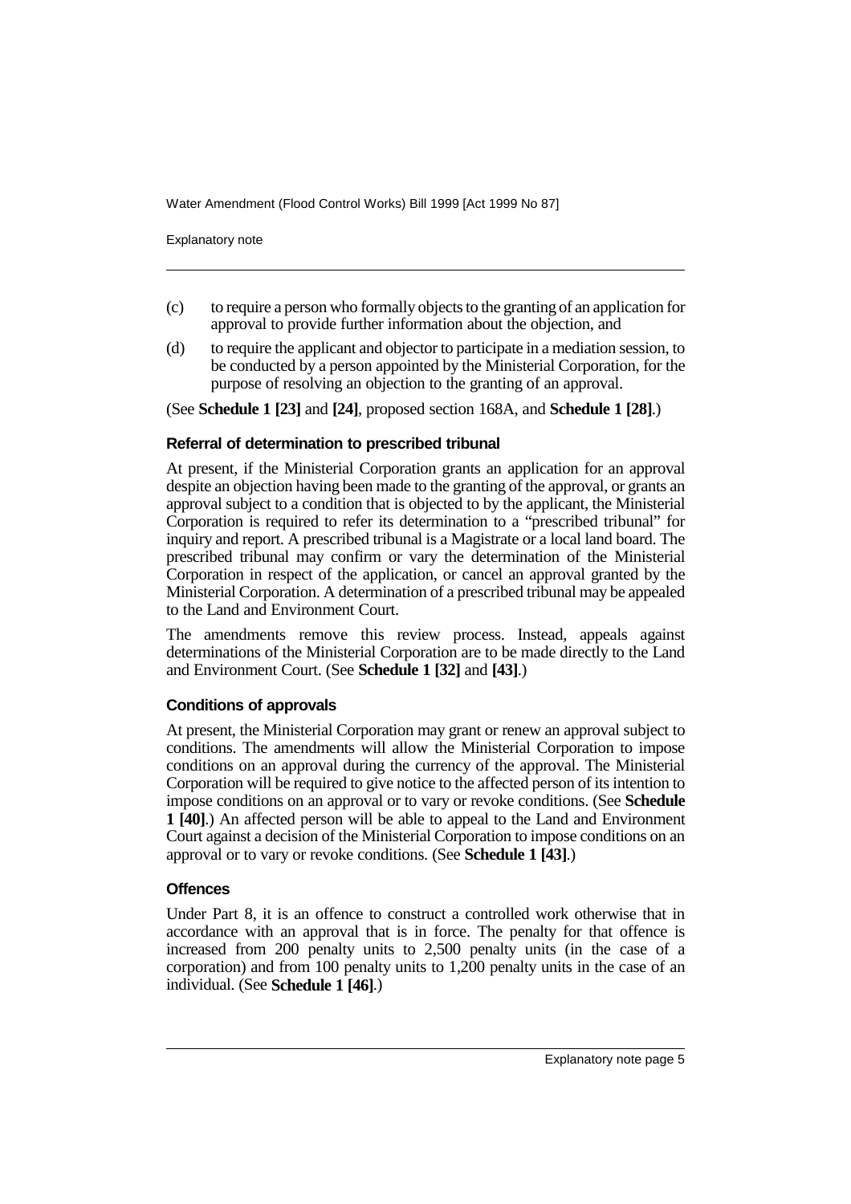(c) to require a person who formally objects to the granting of an application for approval to provide further information about the objection, and

(d) to require the applicant and objector to participate in a mediation session, to be conducted by a person appointed by the Ministerial Corporation, for the purpose of resolving an objection to the granting of an approval.

(See **Schedule 1 [23]** and **[24]**, proposed section 168A, and **Schedule 1 [28]**.)

### Referral of determination to prescribed tribunal

At present, if the Ministerial Corporation grants an application for an approval despite an objection having been made to the granting of the approval, or grants an approval subject to a condition that is objected to by the applicant, the Ministerial Corporation is required to refer its determination to a "prescribed tribunal" for inquiry and report. A prescribed tribunal is a Magistrate or a local land board. The prescribed tribunal may confirm or vary the determination of the Ministerial Corporation in respect of the application, or cancel an approval granted by the Ministerial Corporation. A determination of a prescribed tribunal may be appealed to the Land and Environment Court.

The amendments remove this review process. Instead, appeals against determinations of the Ministerial Corporation are to be made directly to the Land and Environment Court. (See **Schedule 1 [32]** and **[43]**.)

### Conditions of approvals

At present, the Ministerial Corporation may grant or renew an approval subject to conditions. The amendments will allow the Ministerial Corporation to impose conditions on an approval during the currency of the approval. The Ministerial Corporation will be required to give notice to the affected person of its intention to impose conditions on an approval or to vary or revoke conditions. (See **Schedule 1 [40]**.) An affected person will be able to appeal to the Land and Environment Court against a decision of the Ministerial Corporation to impose conditions on an approval or to vary or revoke conditions. (See **Schedule 1 [43]**.)

### Offences

Under Part 8, it is an offence to construct a controlled work otherwise that in accordance with an approval that is in force. The penalty for that offence is increased from 200 penalty units to 2,500 penalty units (in the case of a corporation) and from 100 penalty units to 1,200 penalty units in the case of an individual. (See **Schedule 1 [46]**.)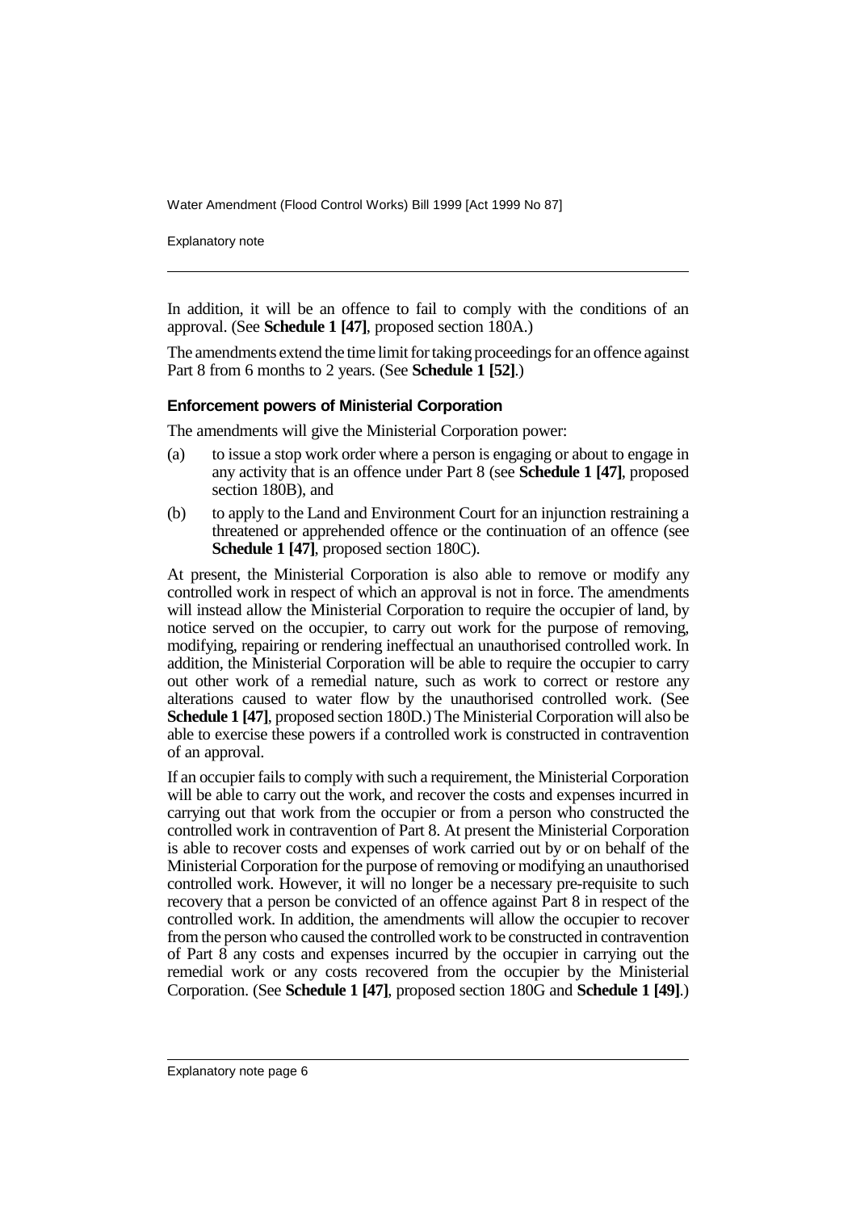In addition, it will be an offence to fail to comply with the conditions of an approval. (See **Schedule 1 [47]**, proposed section 180A.)

The amendments extend the time limit for taking proceedings for an offence against Part 8 from 6 months to 2 years. (See **Schedule 1 [52]**.)

### Enforcement powers of Ministerial Corporation

The amendments will give the Ministerial Corporation power:

(a) to issue a stop work order where a person is engaging or about to engage in any activity that is an offence under Part 8 (see **Schedule 1 [47]**, proposed section 180B), and

(b) to apply to the Land and Environment Court for an injunction restraining a threatened or apprehended offence or the continuation of an offence (see **Schedule 1 [47]**, proposed section 180C).

At present, the Ministerial Corporation is also able to remove or modify any controlled work in respect of which an approval is not in force. The amendments will instead allow the Ministerial Corporation to require the occupier of land, by notice served on the occupier, to carry out work for the purpose of removing, modifying, repairing or rendering ineffectual an unauthorised controlled work. In addition, the Ministerial Corporation will be able to require the occupier to carry out other work of a remedial nature, such as work to correct or restore any alterations caused to water flow by the unauthorised controlled work. (See **Schedule 1 [47]**, proposed section 180D.) The Ministerial Corporation will also be able to exercise these powers if a controlled work is constructed in contravention of an approval.

If an occupier fails to comply with such a requirement, the Ministerial Corporation will be able to carry out the work, and recover the costs and expenses incurred in carrying out that work from the occupier or from a person who constructed the controlled work in contravention of Part 8. At present the Ministerial Corporation is able to recover costs and expenses of work carried out by or on behalf of the Ministerial Corporation for the purpose of removing or modifying an unauthorised controlled work. However, it will no longer be a necessary pre-requisite to such recovery that a person be convicted of an offence against Part 8 in respect of the controlled work. In addition, the amendments will allow the occupier to recover from the person who caused the controlled work to be constructed in contravention of Part 8 any costs and expenses incurred by the occupier in carrying out the remedial work or any costs recovered from the occupier by the Ministerial Corporation. (See **Schedule 1 [47]**, proposed section 180G and **Schedule 1 [49]**.)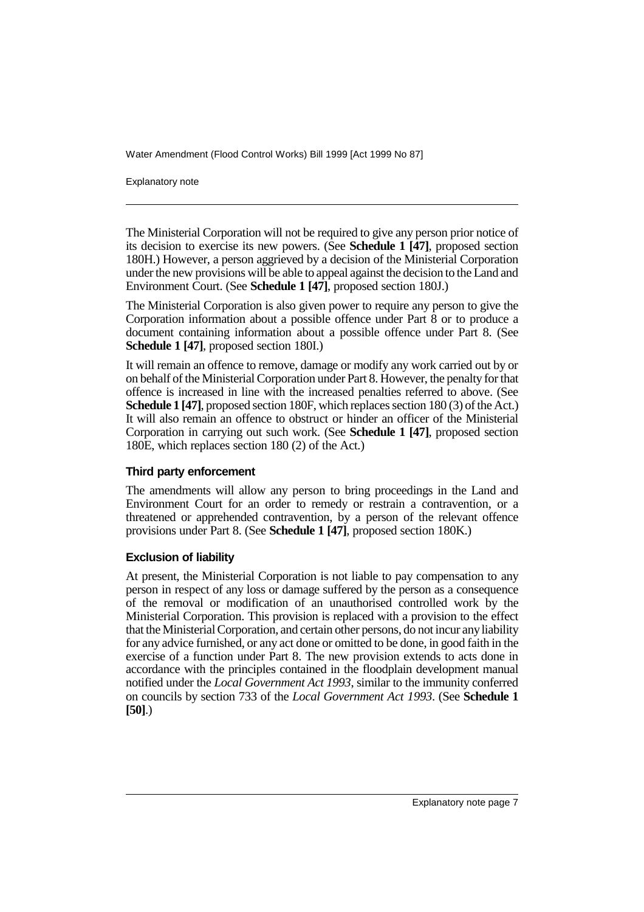The Ministerial Corporation will not be required to give any person prior notice of its decision to exercise its new powers. (See **Schedule 1 [47]**, proposed section 180H.) However, a person aggrieved by a decision of the Ministerial Corporation under the new provisions will be able to appeal against the decision to the Land and Environment Court. (See **Schedule 1 [47]**, proposed section 180J.)

The Ministerial Corporation is also given power to require any person to give the Corporation information about a possible offence under Part 8 or to produce a document containing information about a possible offence under Part 8. (See **Schedule 1 [47]**, proposed section 180I.)

It will remain an offence to remove, damage or modify any work carried out by or on behalf of the Ministerial Corporation under Part 8. However, the penalty for that offence is increased in line with the increased penalties referred to above. (See **Schedule 1 [47]**, proposed section 180F, which replaces section 180 (3) of the Act.) It will also remain an offence to obstruct or hinder an officer of the Ministerial Corporation in carrying out such work. (See **Schedule 1 [47]**, proposed section 180E, which replaces section 180 (2) of the Act.)

### Third party enforcement

The amendments will allow any person to bring proceedings in the Land and Environment Court for an order to remedy or restrain a contravention, or a threatened or apprehended contravention, by a person of the relevant offence provisions under Part 8. (See **Schedule 1 [47]**, proposed section 180K.)

### Exclusion of liability

At present, the Ministerial Corporation is not liable to pay compensation to any person in respect of any loss or damage suffered by the person as a consequence of the removal or modification of an unauthorised controlled work by the Ministerial Corporation. This provision is replaced with a provision to the effect that the Ministerial Corporation, and certain other persons, do not incur any liability for any advice furnished, or any act done or omitted to be done, in good faith in the exercise of a function under Part 8. The new provision extends to acts done in accordance with the principles contained in the floodplain development manual notified under the *Local Government Act 1993*, similar to the immunity conferred on councils by section 733 of the *Local Government Act 1993*. (See **Schedule 1 [50]**.)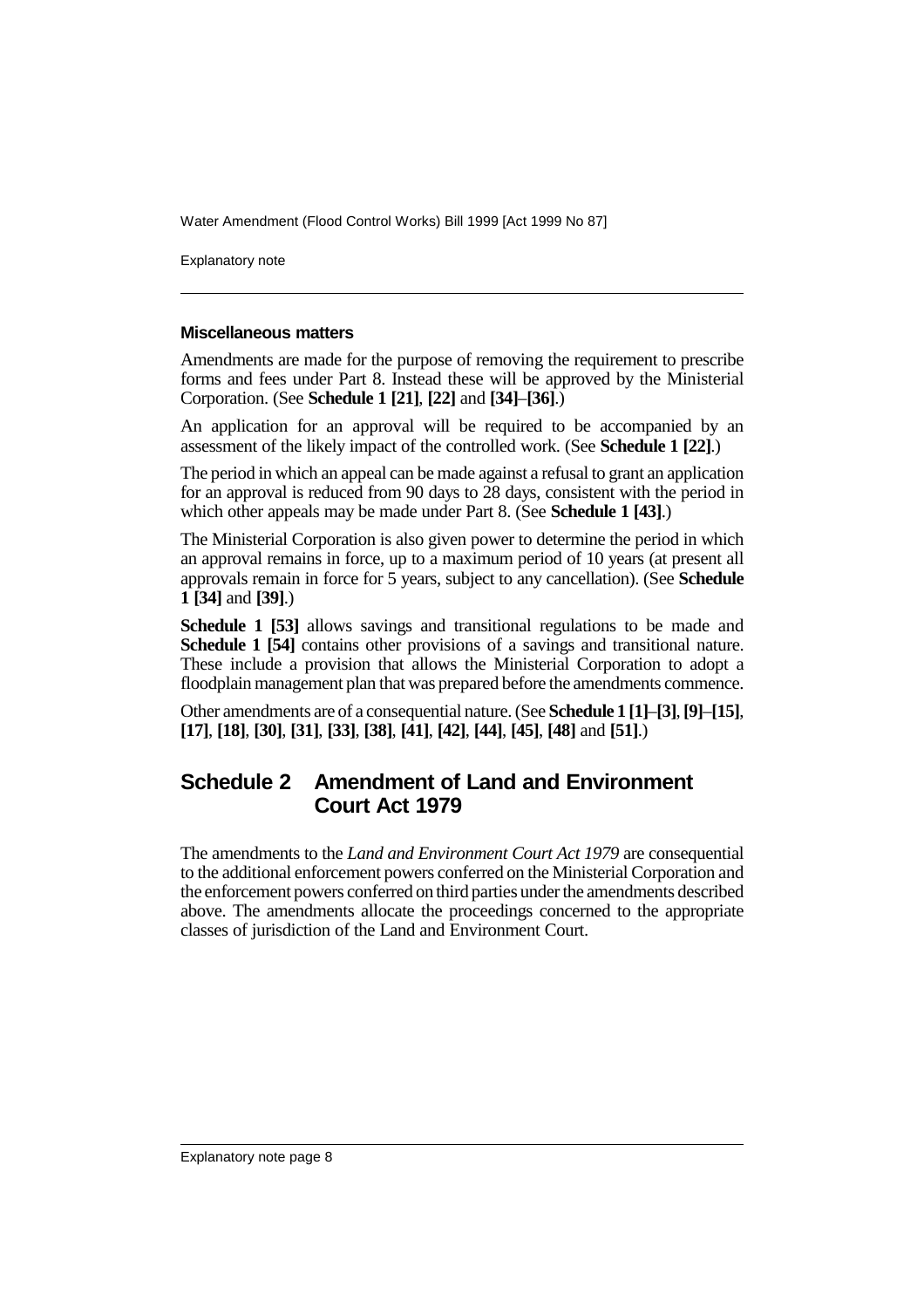**Miscellaneous matters**

Amendments are made for the purpose of removing the requirement to prescribe forms and fees under Part 8. Instead these will be approved by the Ministerial Corporation. (See **Schedule 1 [21]**, **[22]** and **[34]**–**[36]**.)

An application for an approval will be required to be accompanied by an assessment of the likely impact of the controlled work. (See **Schedule 1 [22]**.)

The period in which an appeal can be made against a refusal to grant an application for an approval is reduced from 90 days to 28 days, consistent with the period in which other appeals may be made under Part 8. (See **Schedule 1 [43]**.)

The Ministerial Corporation is also given power to determine the period in which an approval remains in force, up to a maximum period of 10 years (at present all approvals remain in force for 5 years, subject to any cancellation). (See **Schedule 1 [34]** and **[39]**.)

**Schedule 1 [53]** allows savings and transitional regulations to be made and **Schedule 1 [54]** contains other provisions of a savings and transitional nature. These include a provision that allows the Ministerial Corporation to adopt a floodplain management plan that was prepared before the amendments commence.

Other amendments are of a consequential nature. (See **Schedule 1 [1]**–**[3]**, **[9]**–**[15]**, **[17]**, **[18]**, **[30]**, **[31]**, **[33]**, **[38]**, **[41]**, **[42]**, **[44]**, **[45]**, **[48]** and **[51]**.)

## Schedule 2 Amendment of Land and Environment Court Act 1979

The amendments to the *Land and Environment Court Act 1979* are consequential to the additional enforcement powers conferred on the Ministerial Corporation and the enforcement powers conferred on third parties under the amendments described above. The amendments allocate the proceedings concerned to the appropriate classes of jurisdiction of the Land and Environment Court.